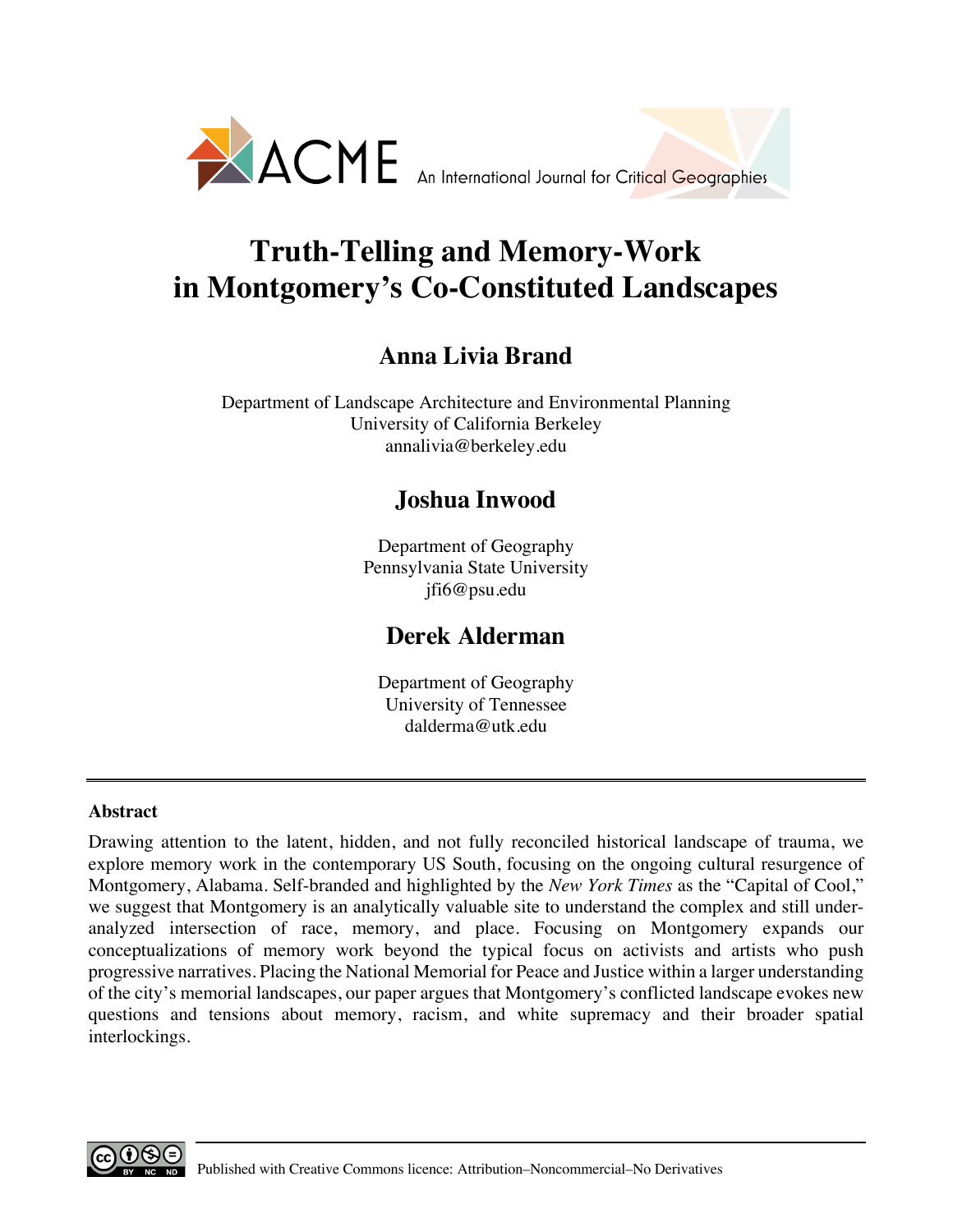ACME An International Journal for Critical Geographies

# Truth-Telling and Memory-Work in Montgomery's Co-Constituted Landscapes

## Anna Livia Brand

Department of Landscape Architecture and Environmental Planning
University of California Berkeley
annalivia@berkeley.edu

## Joshua Inwood

Department of Geography
Pennsylvania State University
jfi6@psu.edu

## Derek Alderman

Department of Geography
University of Tennessee
dalderma@utk.edu

---

### Abstract

Drawing attention to the latent, hidden, and not fully reconciled historical landscape of trauma, we explore memory work in the contemporary US South, focusing on the ongoing cultural resurgence of Montgomery, Alabama. Self-branded and highlighted by the *New York Times* as the "Capital of Cool," we suggest that Montgomery is an analytically valuable site to understand the complex and still under-analyzed intersection of race, memory, and place. Focusing on Montgomery expands our conceptualizations of memory work beyond the typical focus on activists and artists who push progressive narratives. Placing the National Memorial for Peace and Justice within a larger understanding of the city's memorial landscapes, our paper argues that Montgomery's conflicted landscape evokes new questions and tensions about memory, racism, and white supremacy and their broader spatial interlockings.

Published with Creative Commons licence: Attribution–Noncommercial–No Derivatives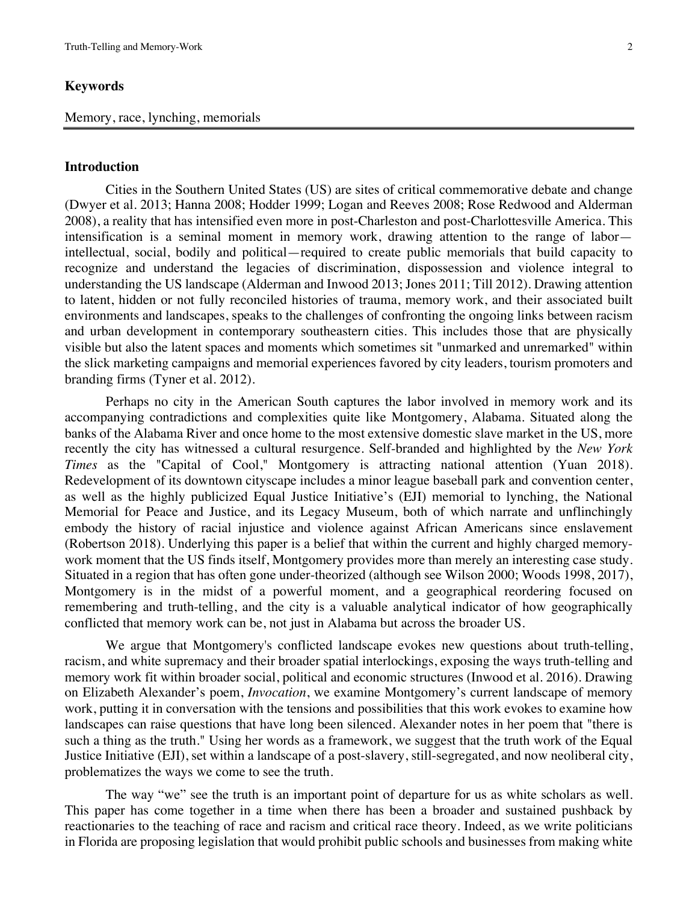### Keywords

Memory, race, lynching, memorials

### Introduction

Cities in the Southern United States (US) are sites of critical commemorative debate and change (Dwyer et al. 2013; Hanna 2008; Hodder 1999; Logan and Reeves 2008; Rose Redwood and Alderman 2008), a reality that has intensified even more in post-Charleston and post-Charlottesville America. This intensification is a seminal moment in memory work, drawing attention to the range of labor—intellectual, social, bodily and political—required to create public memorials that build capacity to recognize and understand the legacies of discrimination, dispossession and violence integral to understanding the US landscape (Alderman and Inwood 2013; Jones 2011; Till 2012). Drawing attention to latent, hidden or not fully reconciled histories of trauma, memory work, and their associated built environments and landscapes, speaks to the challenges of confronting the ongoing links between racism and urban development in contemporary southeastern cities. This includes those that are physically visible but also the latent spaces and moments which sometimes sit "unmarked and unremarked" within the slick marketing campaigns and memorial experiences favored by city leaders, tourism promoters and branding firms (Tyner et al. 2012).

Perhaps no city in the American South captures the labor involved in memory work and its accompanying contradictions and complexities quite like Montgomery, Alabama. Situated along the banks of the Alabama River and once home to the most extensive domestic slave market in the US, more recently the city has witnessed a cultural resurgence. Self-branded and highlighted by the *New York Times* as the "Capital of Cool," Montgomery is attracting national attention (Yuan 2018). Redevelopment of its downtown cityscape includes a minor league baseball park and convention center, as well as the highly publicized Equal Justice Initiative's (EJI) memorial to lynching, the National Memorial for Peace and Justice, and its Legacy Museum, both of which narrate and unflinchingly embody the history of racial injustice and violence against African Americans since enslavement (Robertson 2018). Underlying this paper is a belief that within the current and highly charged memory-work moment that the US finds itself, Montgomery provides more than merely an interesting case study. Situated in a region that has often gone under-theorized (although see Wilson 2000; Woods 1998, 2017), Montgomery is in the midst of a powerful moment, and a geographical reordering focused on remembering and truth-telling, and the city is a valuable analytical indicator of how geographically conflicted that memory work can be, not just in Alabama but across the broader US.

We argue that Montgomery's conflicted landscape evokes new questions about truth-telling, racism, and white supremacy and their broader spatial interlockings, exposing the ways truth-telling and memory work fit within broader social, political and economic structures (Inwood et al. 2016). Drawing on Elizabeth Alexander's poem, *Invocation*, we examine Montgomery's current landscape of memory work, putting it in conversation with the tensions and possibilities that this work evokes to examine how landscapes can raise questions that have long been silenced. Alexander notes in her poem that "there is such a thing as the truth." Using her words as a framework, we suggest that the truth work of the Equal Justice Initiative (EJI), set within a landscape of a post-slavery, still-segregated, and now neoliberal city, problematizes the ways we come to see the truth.

The way "we" see the truth is an important point of departure for us as white scholars as well. This paper has come together in a time when there has been a broader and sustained pushback by reactionaries to the teaching of race and racism and critical race theory. Indeed, as we write politicians in Florida are proposing legislation that would prohibit public schools and businesses from making white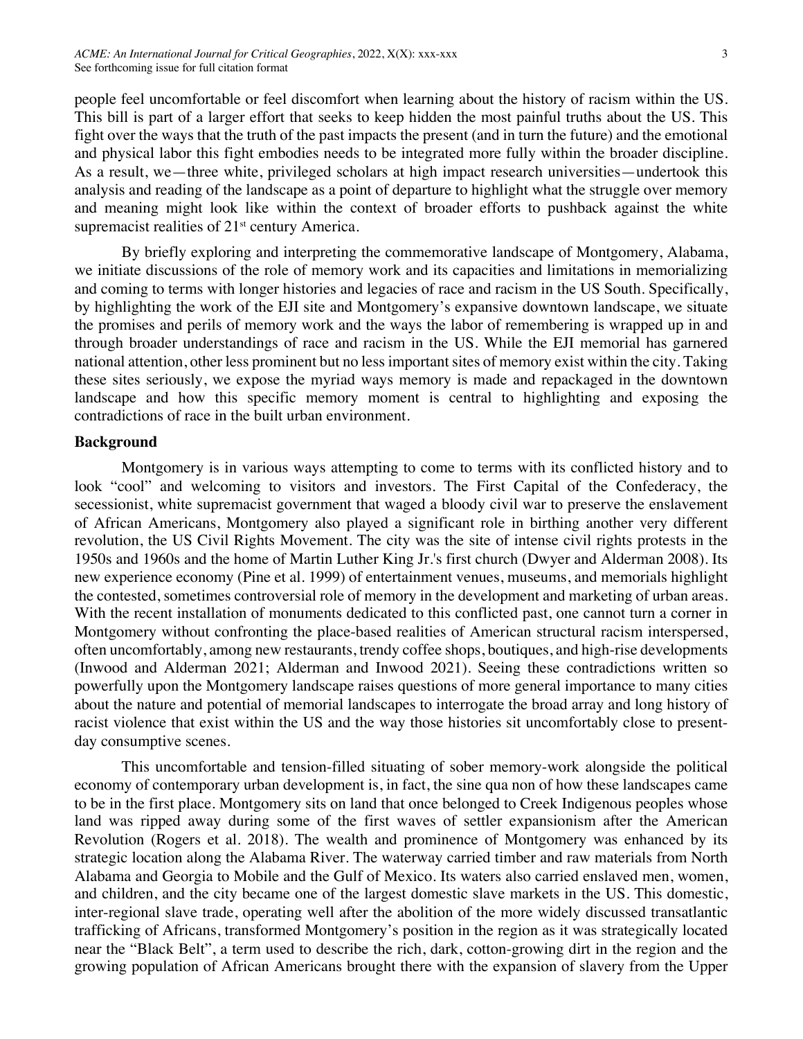people feel uncomfortable or feel discomfort when learning about the history of racism within the US. This bill is part of a larger effort that seeks to keep hidden the most painful truths about the US. This fight over the ways that the truth of the past impacts the present (and in turn the future) and the emotional and physical labor this fight embodies needs to be integrated more fully within the broader discipline. As a result, we—three white, privileged scholars at high impact research universities—undertook this analysis and reading of the landscape as a point of departure to highlight what the struggle over memory and meaning might look like within the context of broader efforts to pushback against the white supremacist realities of 21st century America.

By briefly exploring and interpreting the commemorative landscape of Montgomery, Alabama, we initiate discussions of the role of memory work and its capacities and limitations in memorializing and coming to terms with longer histories and legacies of race and racism in the US South. Specifically, by highlighting the work of the EJI site and Montgomery's expansive downtown landscape, we situate the promises and perils of memory work and the ways the labor of remembering is wrapped up in and through broader understandings of race and racism in the US. While the EJI memorial has garnered national attention, other less prominent but no less important sites of memory exist within the city. Taking these sites seriously, we expose the myriad ways memory is made and repackaged in the downtown landscape and how this specific memory moment is central to highlighting and exposing the contradictions of race in the built urban environment.

**Background**

Montgomery is in various ways attempting to come to terms with its conflicted history and to look "cool" and welcoming to visitors and investors. The First Capital of the Confederacy, the secessionist, white supremacist government that waged a bloody civil war to preserve the enslavement of African Americans, Montgomery also played a significant role in birthing another very different revolution, the US Civil Rights Movement. The city was the site of intense civil rights protests in the 1950s and 1960s and the home of Martin Luther King Jr.'s first church (Dwyer and Alderman 2008). Its new experience economy (Pine et al. 1999) of entertainment venues, museums, and memorials highlight the contested, sometimes controversial role of memory in the development and marketing of urban areas. With the recent installation of monuments dedicated to this conflicted past, one cannot turn a corner in Montgomery without confronting the place-based realities of American structural racism interspersed, often uncomfortably, among new restaurants, trendy coffee shops, boutiques, and high-rise developments (Inwood and Alderman 2021; Alderman and Inwood 2021). Seeing these contradictions written so powerfully upon the Montgomery landscape raises questions of more general importance to many cities about the nature and potential of memorial landscapes to interrogate the broad array and long history of racist violence that exist within the US and the way those histories sit uncomfortably close to present-day consumptive scenes.

This uncomfortable and tension-filled situating of sober memory-work alongside the political economy of contemporary urban development is, in fact, the sine qua non of how these landscapes came to be in the first place. Montgomery sits on land that once belonged to Creek Indigenous peoples whose land was ripped away during some of the first waves of settler expansionism after the American Revolution (Rogers et al. 2018). The wealth and prominence of Montgomery was enhanced by its strategic location along the Alabama River. The waterway carried timber and raw materials from North Alabama and Georgia to Mobile and the Gulf of Mexico. Its waters also carried enslaved men, women, and children, and the city became one of the largest domestic slave markets in the US. This domestic, inter-regional slave trade, operating well after the abolition of the more widely discussed transatlantic trafficking of Africans, transformed Montgomery's position in the region as it was strategically located near the "Black Belt", a term used to describe the rich, dark, cotton-growing dirt in the region and the growing population of African Americans brought there with the expansion of slavery from the Upper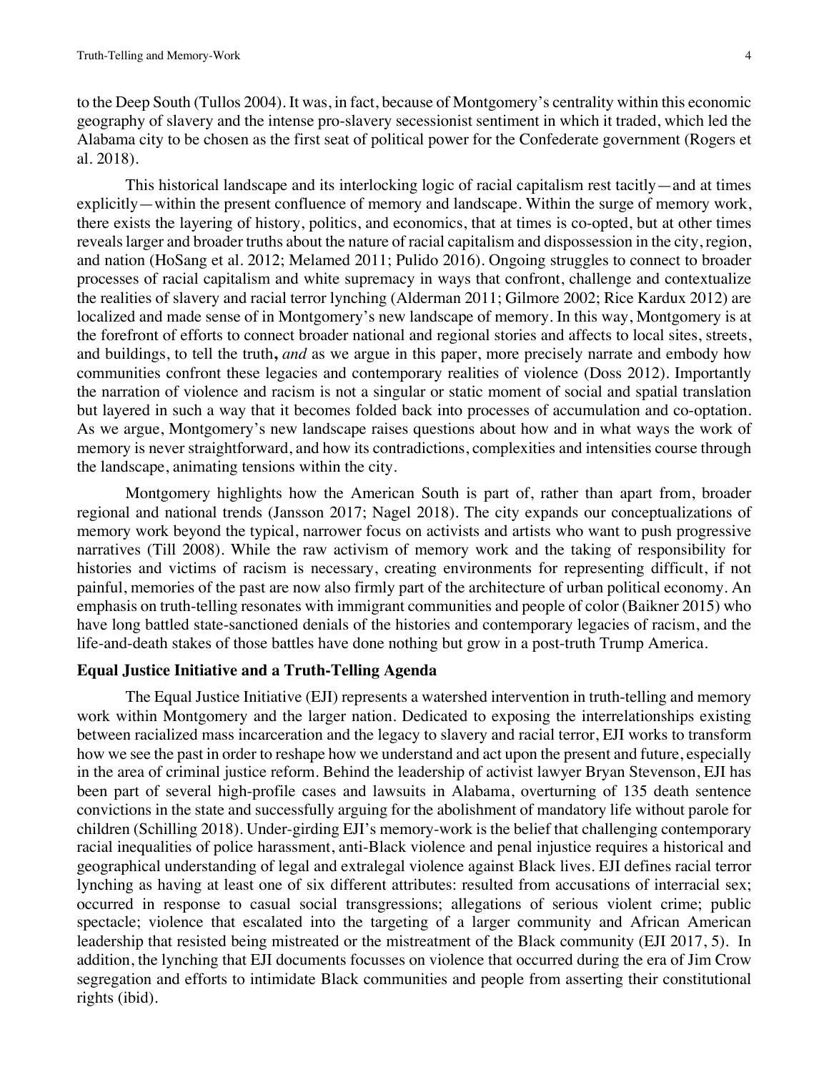to the Deep South (Tullos 2004). It was, in fact, because of Montgomery's centrality within this economic geography of slavery and the intense pro-slavery secessionist sentiment in which it traded, which led the Alabama city to be chosen as the first seat of political power for the Confederate government (Rogers et al. 2018).

This historical landscape and its interlocking logic of racial capitalism rest tacitly—and at times explicitly—within the present confluence of memory and landscape. Within the surge of memory work, there exists the layering of history, politics, and economics, that at times is co-opted, but at other times reveals larger and broader truths about the nature of racial capitalism and dispossession in the city, region, and nation (HoSang et al. 2012; Melamed 2011; Pulido 2016). Ongoing struggles to connect to broader processes of racial capitalism and white supremacy in ways that confront, challenge and contextualize the realities of slavery and racial terror lynching (Alderman 2011; Gilmore 2002; Rice Kardux 2012) are localized and made sense of in Montgomery's new landscape of memory. In this way, Montgomery is at the forefront of efforts to connect broader national and regional stories and affects to local sites, streets, and buildings, to tell the truth**,** *and* as we argue in this paper, more precisely narrate and embody how communities confront these legacies and contemporary realities of violence (Doss 2012). Importantly the narration of violence and racism is not a singular or static moment of social and spatial translation but layered in such a way that it becomes folded back into processes of accumulation and co-optation. As we argue, Montgomery's new landscape raises questions about how and in what ways the work of memory is never straightforward, and how its contradictions, complexities and intensities course through the landscape, animating tensions within the city.

Montgomery highlights how the American South is part of, rather than apart from, broader regional and national trends (Jansson 2017; Nagel 2018). The city expands our conceptualizations of memory work beyond the typical, narrower focus on activists and artists who want to push progressive narratives (Till 2008). While the raw activism of memory work and the taking of responsibility for histories and victims of racism is necessary, creating environments for representing difficult, if not painful, memories of the past are now also firmly part of the architecture of urban political economy. An emphasis on truth-telling resonates with immigrant communities and people of color (Baikner 2015) who have long battled state-sanctioned denials of the histories and contemporary legacies of racism, and the life-and-death stakes of those battles have done nothing but grow in a post-truth Trump America.

**Equal Justice Initiative and a Truth-Telling Agenda**

The Equal Justice Initiative (EJI) represents a watershed intervention in truth-telling and memory work within Montgomery and the larger nation. Dedicated to exposing the interrelationships existing between racialized mass incarceration and the legacy to slavery and racial terror, EJI works to transform how we see the past in order to reshape how we understand and act upon the present and future, especially in the area of criminal justice reform. Behind the leadership of activist lawyer Bryan Stevenson, EJI has been part of several high-profile cases and lawsuits in Alabama, overturning of 135 death sentence convictions in the state and successfully arguing for the abolishment of mandatory life without parole for children (Schilling 2018). Under-girding EJI's memory-work is the belief that challenging contemporary racial inequalities of police harassment, anti-Black violence and penal injustice requires a historical and geographical understanding of legal and extralegal violence against Black lives. EJI defines racial terror lynching as having at least one of six different attributes: resulted from accusations of interracial sex; occurred in response to casual social transgressions; allegations of serious violent crime; public spectacle; violence that escalated into the targeting of a larger community and African American leadership that resisted being mistreated or the mistreatment of the Black community (EJI 2017, 5). In addition, the lynching that EJI documents focusses on violence that occurred during the era of Jim Crow segregation and efforts to intimidate Black communities and people from asserting their constitutional rights (ibid).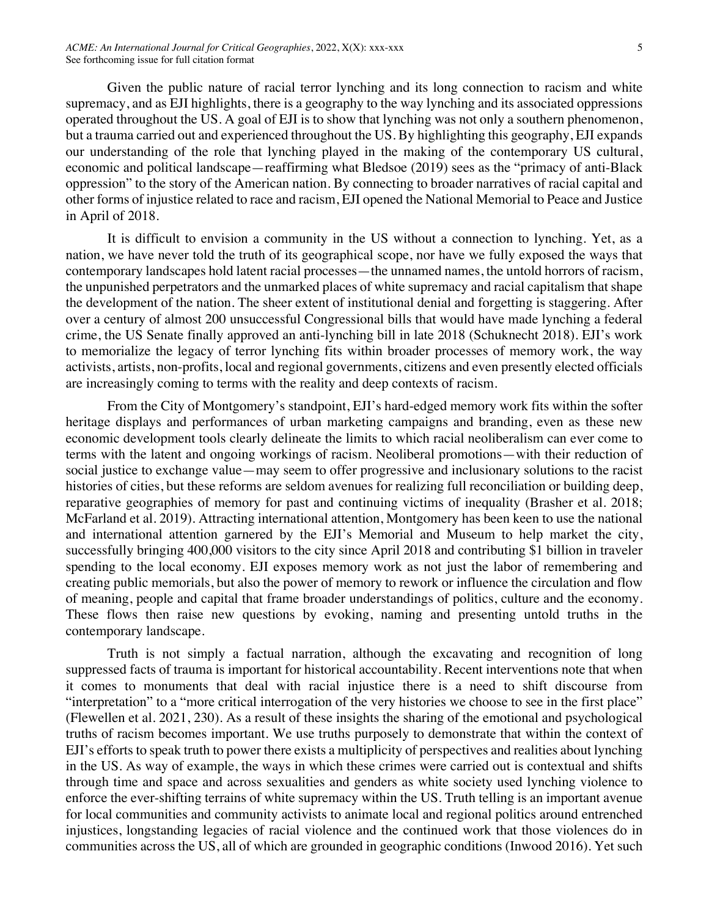Given the public nature of racial terror lynching and its long connection to racism and white supremacy, and as EJI highlights, there is a geography to the way lynching and its associated oppressions operated throughout the US. A goal of EJI is to show that lynching was not only a southern phenomenon, but a trauma carried out and experienced throughout the US. By highlighting this geography, EJI expands our understanding of the role that lynching played in the making of the contemporary US cultural, economic and political landscape—reaffirming what Bledsoe (2019) sees as the "primacy of anti-Black oppression" to the story of the American nation. By connecting to broader narratives of racial capital and other forms of injustice related to race and racism, EJI opened the National Memorial to Peace and Justice in April of 2018.

It is difficult to envision a community in the US without a connection to lynching. Yet, as a nation, we have never told the truth of its geographical scope, nor have we fully exposed the ways that contemporary landscapes hold latent racial processes—the unnamed names, the untold horrors of racism, the unpunished perpetrators and the unmarked places of white supremacy and racial capitalism that shape the development of the nation. The sheer extent of institutional denial and forgetting is staggering. After over a century of almost 200 unsuccessful Congressional bills that would have made lynching a federal crime, the US Senate finally approved an anti-lynching bill in late 2018 (Schuknecht 2018). EJI's work to memorialize the legacy of terror lynching fits within broader processes of memory work, the way activists, artists, non-profits, local and regional governments, citizens and even presently elected officials are increasingly coming to terms with the reality and deep contexts of racism.

From the City of Montgomery's standpoint, EJI's hard-edged memory work fits within the softer heritage displays and performances of urban marketing campaigns and branding, even as these new economic development tools clearly delineate the limits to which racial neoliberalism can ever come to terms with the latent and ongoing workings of racism. Neoliberal promotions—with their reduction of social justice to exchange value—may seem to offer progressive and inclusionary solutions to the racist histories of cities, but these reforms are seldom avenues for realizing full reconciliation or building deep, reparative geographies of memory for past and continuing victims of inequality (Brasher et al. 2018; McFarland et al. 2019). Attracting international attention, Montgomery has been keen to use the national and international attention garnered by the EJI's Memorial and Museum to help market the city, successfully bringing 400,000 visitors to the city since April 2018 and contributing $1 billion in traveler spending to the local economy. EJI exposes memory work as not just the labor of remembering and creating public memorials, but also the power of memory to rework or influence the circulation and flow of meaning, people and capital that frame broader understandings of politics, culture and the economy. These flows then raise new questions by evoking, naming and presenting untold truths in the contemporary landscape.

Truth is not simply a factual narration, although the excavating and recognition of long suppressed facts of trauma is important for historical accountability. Recent interventions note that when it comes to monuments that deal with racial injustice there is a need to shift discourse from "interpretation" to a "more critical interrogation of the very histories we choose to see in the first place" (Flewellen et al. 2021, 230). As a result of these insights the sharing of the emotional and psychological truths of racism becomes important. We use truths purposely to demonstrate that within the context of EJI's efforts to speak truth to power there exists a multiplicity of perspectives and realities about lynching in the US. As way of example, the ways in which these crimes were carried out is contextual and shifts through time and space and across sexualities and genders as white society used lynching violence to enforce the ever-shifting terrains of white supremacy within the US. Truth telling is an important avenue for local communities and community activists to animate local and regional politics around entrenched injustices, longstanding legacies of racial violence and the continued work that those violences do in communities across the US, all of which are grounded in geographic conditions (Inwood 2016). Yet such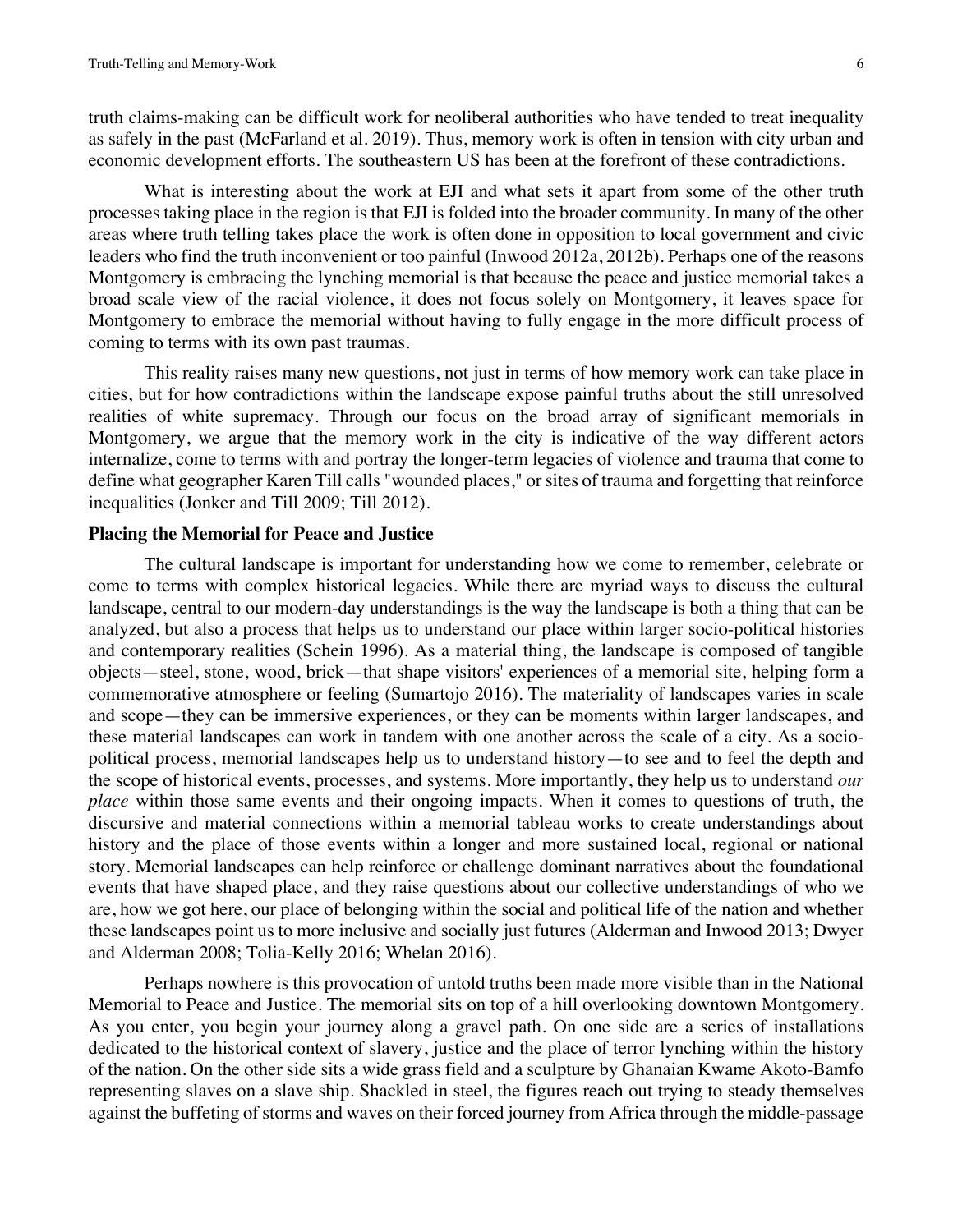truth claims-making can be difficult work for neoliberal authorities who have tended to treat inequality as safely in the past (McFarland et al. 2019). Thus, memory work is often in tension with city urban and economic development efforts. The southeastern US has been at the forefront of these contradictions.

What is interesting about the work at EJI and what sets it apart from some of the other truth processes taking place in the region is that EJI is folded into the broader community. In many of the other areas where truth telling takes place the work is often done in opposition to local government and civic leaders who find the truth inconvenient or too painful (Inwood 2012a, 2012b). Perhaps one of the reasons Montgomery is embracing the lynching memorial is that because the peace and justice memorial takes a broad scale view of the racial violence, it does not focus solely on Montgomery, it leaves space for Montgomery to embrace the memorial without having to fully engage in the more difficult process of coming to terms with its own past traumas.

This reality raises many new questions, not just in terms of how memory work can take place in cities, but for how contradictions within the landscape expose painful truths about the still unresolved realities of white supremacy. Through our focus on the broad array of significant memorials in Montgomery, we argue that the memory work in the city is indicative of the way different actors internalize, come to terms with and portray the longer-term legacies of violence and trauma that come to define what geographer Karen Till calls "wounded places," or sites of trauma and forgetting that reinforce inequalities (Jonker and Till 2009; Till 2012).

**Placing the Memorial for Peace and Justice**

The cultural landscape is important for understanding how we come to remember, celebrate or come to terms with complex historical legacies. While there are myriad ways to discuss the cultural landscape, central to our modern-day understandings is the way the landscape is both a thing that can be analyzed, but also a process that helps us to understand our place within larger socio-political histories and contemporary realities (Schein 1996). As a material thing, the landscape is composed of tangible objects—steel, stone, wood, brick—that shape visitors' experiences of a memorial site, helping form a commemorative atmosphere or feeling (Sumartojo 2016). The materiality of landscapes varies in scale and scope—they can be immersive experiences, or they can be moments within larger landscapes, and these material landscapes can work in tandem with one another across the scale of a city. As a socio-political process, memorial landscapes help us to understand history—to see and to feel the depth and the scope of historical events, processes, and systems. More importantly, they help us to understand *our place* within those same events and their ongoing impacts. When it comes to questions of truth, the discursive and material connections within a memorial tableau works to create understandings about history and the place of those events within a longer and more sustained local, regional or national story. Memorial landscapes can help reinforce or challenge dominant narratives about the foundational events that have shaped place, and they raise questions about our collective understandings of who we are, how we got here, our place of belonging within the social and political life of the nation and whether these landscapes point us to more inclusive and socially just futures (Alderman and Inwood 2013; Dwyer and Alderman 2008; Tolia-Kelly 2016; Whelan 2016).

Perhaps nowhere is this provocation of untold truths been made more visible than in the National Memorial to Peace and Justice. The memorial sits on top of a hill overlooking downtown Montgomery. As you enter, you begin your journey along a gravel path. On one side are a series of installations dedicated to the historical context of slavery, justice and the place of terror lynching within the history of the nation. On the other side sits a wide grass field and a sculpture by Ghanaian Kwame Akoto-Bamfo representing slaves on a slave ship. Shackled in steel, the figures reach out trying to steady themselves against the buffeting of storms and waves on their forced journey from Africa through the middle-passage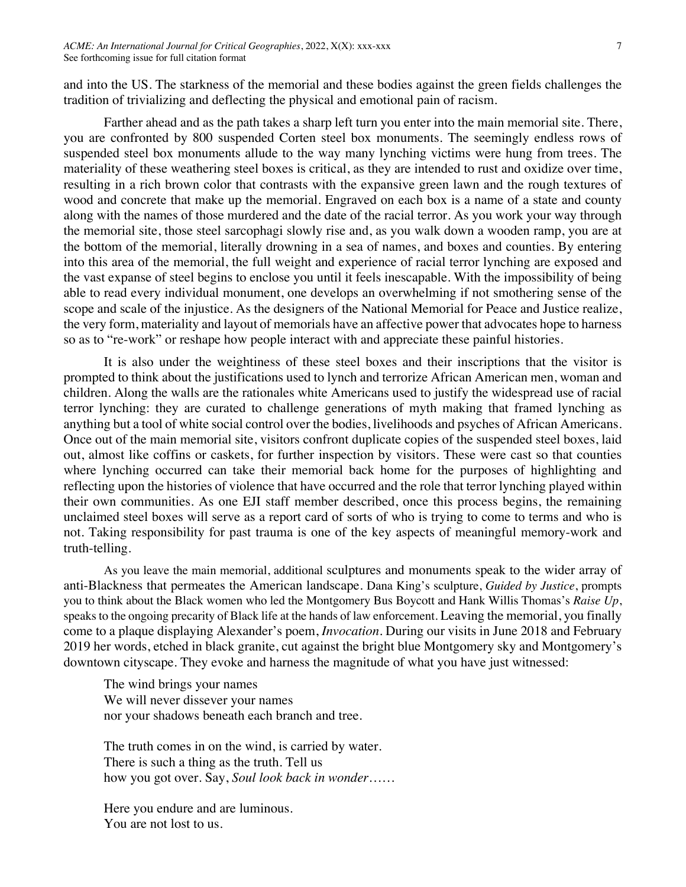and into the US. The starkness of the memorial and these bodies against the green fields challenges the tradition of trivializing and deflecting the physical and emotional pain of racism.

Farther ahead and as the path takes a sharp left turn you enter into the main memorial site. There, you are confronted by 800 suspended Corten steel box monuments. The seemingly endless rows of suspended steel box monuments allude to the way many lynching victims were hung from trees. The materiality of these weathering steel boxes is critical, as they are intended to rust and oxidize over time, resulting in a rich brown color that contrasts with the expansive green lawn and the rough textures of wood and concrete that make up the memorial. Engraved on each box is a name of a state and county along with the names of those murdered and the date of the racial terror. As you work your way through the memorial site, those steel sarcophagi slowly rise and, as you walk down a wooden ramp, you are at the bottom of the memorial, literally drowning in a sea of names, and boxes and counties. By entering into this area of the memorial, the full weight and experience of racial terror lynching are exposed and the vast expanse of steel begins to enclose you until it feels inescapable. With the impossibility of being able to read every individual monument, one develops an overwhelming if not smothering sense of the scope and scale of the injustice. As the designers of the National Memorial for Peace and Justice realize, the very form, materiality and layout of memorials have an affective power that advocates hope to harness so as to "re-work" or reshape how people interact with and appreciate these painful histories.

It is also under the weightiness of these steel boxes and their inscriptions that the visitor is prompted to think about the justifications used to lynch and terrorize African American men, woman and children. Along the walls are the rationales white Americans used to justify the widespread use of racial terror lynching: they are curated to challenge generations of myth making that framed lynching as anything but a tool of white social control over the bodies, livelihoods and psyches of African Americans. Once out of the main memorial site, visitors confront duplicate copies of the suspended steel boxes, laid out, almost like coffins or caskets, for further inspection by visitors. These were cast so that counties where lynching occurred can take their memorial back home for the purposes of highlighting and reflecting upon the histories of violence that have occurred and the role that terror lynching played within their own communities. As one EJI staff member described, once this process begins, the remaining unclaimed steel boxes will serve as a report card of sorts of who is trying to come to terms and who is not. Taking responsibility for past trauma is one of the key aspects of meaningful memory-work and truth-telling.

As you leave the main memorial, additional sculptures and monuments speak to the wider array of anti-Blackness that permeates the American landscape. Dana King's sculpture, *Guided by Justice*, prompts you to think about the Black women who led the Montgomery Bus Boycott and Hank Willis Thomas's *Raise Up*, speaks to the ongoing precarity of Black life at the hands of law enforcement. Leaving the memorial, you finally come to a plaque displaying Alexander's poem, *Invocation*. During our visits in June 2018 and February 2019 her words, etched in black granite, cut against the bright blue Montgomery sky and Montgomery's downtown cityscape. They evoke and harness the magnitude of what you have just witnessed:

> The wind brings your names
> We will never dissever your names
> nor your shadows beneath each branch and tree.
>
> The truth comes in on the wind, is carried by water.
> There is such a thing as the truth. Tell us
> how you got over. Say, *Soul look back in wonder*……
>
> Here you endure and are luminous.
> You are not lost to us.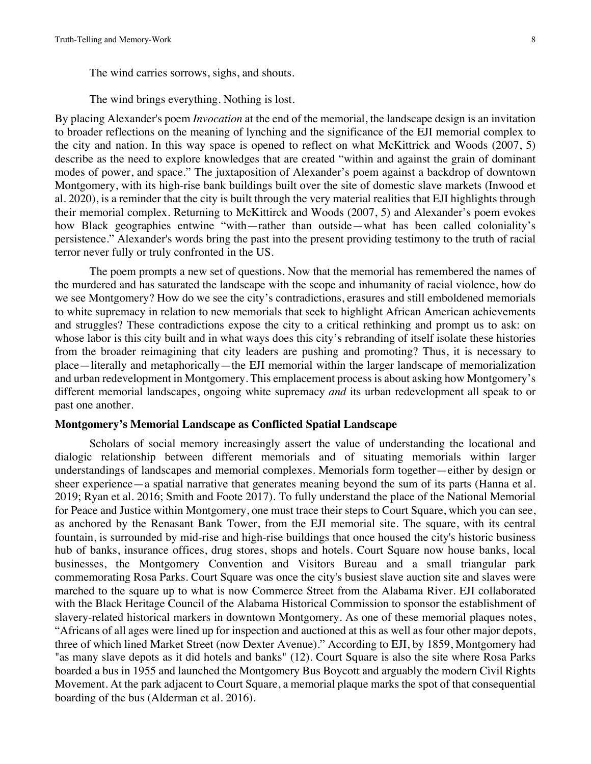The wind carries sorrows, sighs, and shouts.

The wind brings everything. Nothing is lost.

By placing Alexander's poem *Invocation* at the end of the memorial, the landscape design is an invitation to broader reflections on the meaning of lynching and the significance of the EJI memorial complex to the city and nation. In this way space is opened to reflect on what McKittrick and Woods (2007, 5) describe as the need to explore knowledges that are created "within and against the grain of dominant modes of power, and space." The juxtaposition of Alexander's poem against a backdrop of downtown Montgomery, with its high-rise bank buildings built over the site of domestic slave markets (Inwood et al. 2020), is a reminder that the city is built through the very material realities that EJI highlights through their memorial complex. Returning to McKittirck and Woods (2007, 5) and Alexander's poem evokes how Black geographies entwine "with—rather than outside—what has been called coloniality's persistence." Alexander's words bring the past into the present providing testimony to the truth of racial terror never fully or truly confronted in the US.

The poem prompts a new set of questions. Now that the memorial has remembered the names of the murdered and has saturated the landscape with the scope and inhumanity of racial violence, how do we see Montgomery? How do we see the city's contradictions, erasures and still emboldened memorials to white supremacy in relation to new memorials that seek to highlight African American achievements and struggles? These contradictions expose the city to a critical rethinking and prompt us to ask: on whose labor is this city built and in what ways does this city's rebranding of itself isolate these histories from the broader reimagining that city leaders are pushing and promoting? Thus, it is necessary to place—literally and metaphorically—the EJI memorial within the larger landscape of memorialization and urban redevelopment in Montgomery. This emplacement process is about asking how Montgomery's different memorial landscapes, ongoing white supremacy *and* its urban redevelopment all speak to or past one another.

**Montgomery's Memorial Landscape as Conflicted Spatial Landscape**

Scholars of social memory increasingly assert the value of understanding the locational and dialogic relationship between different memorials and of situating memorials within larger understandings of landscapes and memorial complexes. Memorials form together—either by design or sheer experience—a spatial narrative that generates meaning beyond the sum of its parts (Hanna et al. 2019; Ryan et al. 2016; Smith and Foote 2017). To fully understand the place of the National Memorial for Peace and Justice within Montgomery, one must trace their steps to Court Square, which you can see, as anchored by the Renasant Bank Tower, from the EJI memorial site. The square, with its central fountain, is surrounded by mid-rise and high-rise buildings that once housed the city's historic business hub of banks, insurance offices, drug stores, shops and hotels. Court Square now house banks, local businesses, the Montgomery Convention and Visitors Bureau and a small triangular park commemorating Rosa Parks. Court Square was once the city's busiest slave auction site and slaves were marched to the square up to what is now Commerce Street from the Alabama River. EJI collaborated with the Black Heritage Council of the Alabama Historical Commission to sponsor the establishment of slavery-related historical markers in downtown Montgomery. As one of these memorial plaques notes, "Africans of all ages were lined up for inspection and auctioned at this as well as four other major depots, three of which lined Market Street (now Dexter Avenue)." According to EJI, by 1859, Montgomery had "as many slave depots as it did hotels and banks" (12). Court Square is also the site where Rosa Parks boarded a bus in 1955 and launched the Montgomery Bus Boycott and arguably the modern Civil Rights Movement. At the park adjacent to Court Square, a memorial plaque marks the spot of that consequential boarding of the bus (Alderman et al. 2016).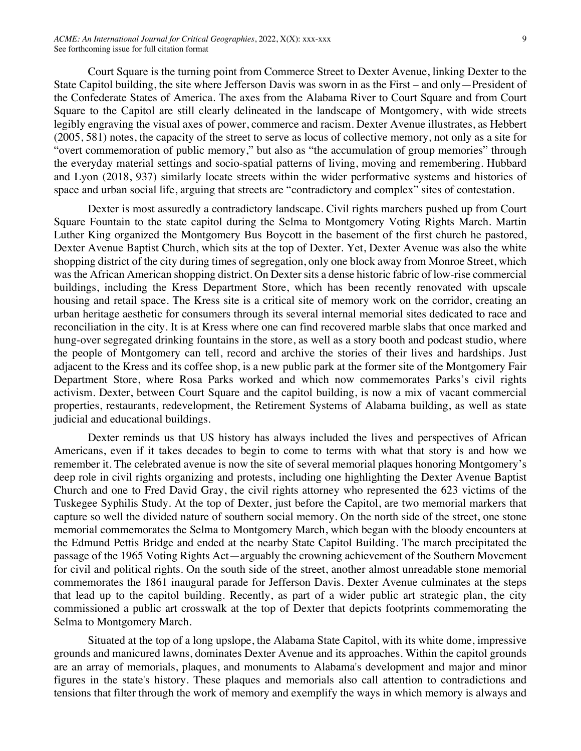Court Square is the turning point from Commerce Street to Dexter Avenue, linking Dexter to the State Capitol building, the site where Jefferson Davis was sworn in as the First – and only—President of the Confederate States of America. The axes from the Alabama River to Court Square and from Court Square to the Capitol are still clearly delineated in the landscape of Montgomery, with wide streets legibly engraving the visual axes of power, commerce and racism. Dexter Avenue illustrates, as Hebbert (2005, 581) notes, the capacity of the street to serve as locus of collective memory, not only as a site for "overt commemoration of public memory," but also as "the accumulation of group memories" through the everyday material settings and socio-spatial patterns of living, moving and remembering. Hubbard and Lyon (2018, 937) similarly locate streets within the wider performative systems and histories of space and urban social life, arguing that streets are "contradictory and complex" sites of contestation.

Dexter is most assuredly a contradictory landscape. Civil rights marchers pushed up from Court Square Fountain to the state capitol during the Selma to Montgomery Voting Rights March. Martin Luther King organized the Montgomery Bus Boycott in the basement of the first church he pastored, Dexter Avenue Baptist Church, which sits at the top of Dexter. Yet, Dexter Avenue was also the white shopping district of the city during times of segregation, only one block away from Monroe Street, which was the African American shopping district. On Dexter sits a dense historic fabric of low-rise commercial buildings, including the Kress Department Store, which has been recently renovated with upscale housing and retail space. The Kress site is a critical site of memory work on the corridor, creating an urban heritage aesthetic for consumers through its several internal memorial sites dedicated to race and reconciliation in the city. It is at Kress where one can find recovered marble slabs that once marked and hung-over segregated drinking fountains in the store, as well as a story booth and podcast studio, where the people of Montgomery can tell, record and archive the stories of their lives and hardships. Just adjacent to the Kress and its coffee shop, is a new public park at the former site of the Montgomery Fair Department Store, where Rosa Parks worked and which now commemorates Parks's civil rights activism. Dexter, between Court Square and the capitol building, is now a mix of vacant commercial properties, restaurants, redevelopment, the Retirement Systems of Alabama building, as well as state judicial and educational buildings.

Dexter reminds us that US history has always included the lives and perspectives of African Americans, even if it takes decades to begin to come to terms with what that story is and how we remember it. The celebrated avenue is now the site of several memorial plaques honoring Montgomery's deep role in civil rights organizing and protests, including one highlighting the Dexter Avenue Baptist Church and one to Fred David Gray, the civil rights attorney who represented the 623 victims of the Tuskegee Syphilis Study. At the top of Dexter, just before the Capitol, are two memorial markers that capture so well the divided nature of southern social memory. On the north side of the street, one stone memorial commemorates the Selma to Montgomery March, which began with the bloody encounters at the Edmund Pettis Bridge and ended at the nearby State Capitol Building. The march precipitated the passage of the 1965 Voting Rights Act—arguably the crowning achievement of the Southern Movement for civil and political rights. On the south side of the street, another almost unreadable stone memorial commemorates the 1861 inaugural parade for Jefferson Davis. Dexter Avenue culminates at the steps that lead up to the capitol building. Recently, as part of a wider public art strategic plan, the city commissioned a public art crosswalk at the top of Dexter that depicts footprints commemorating the Selma to Montgomery March.

Situated at the top of a long upslope, the Alabama State Capitol, with its white dome, impressive grounds and manicured lawns, dominates Dexter Avenue and its approaches. Within the capitol grounds are an array of memorials, plaques, and monuments to Alabama's development and major and minor figures in the state's history. These plaques and memorials also call attention to contradictions and tensions that filter through the work of memory and exemplify the ways in which memory is always and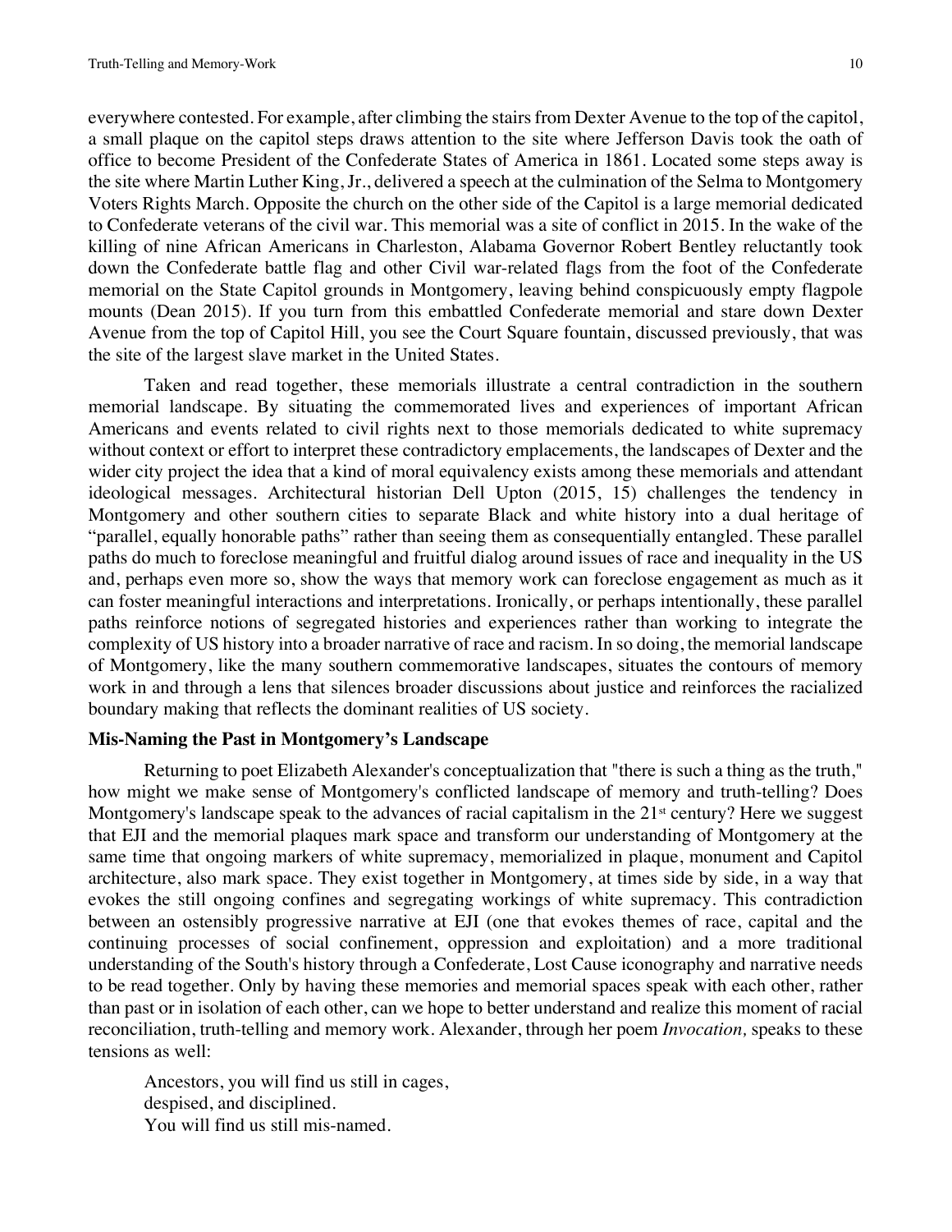everywhere contested. For example, after climbing the stairs from Dexter Avenue to the top of the capitol, a small plaque on the capitol steps draws attention to the site where Jefferson Davis took the oath of office to become President of the Confederate States of America in 1861. Located some steps away is the site where Martin Luther King, Jr., delivered a speech at the culmination of the Selma to Montgomery Voters Rights March. Opposite the church on the other side of the Capitol is a large memorial dedicated to Confederate veterans of the civil war. This memorial was a site of conflict in 2015. In the wake of the killing of nine African Americans in Charleston, Alabama Governor Robert Bentley reluctantly took down the Confederate battle flag and other Civil war-related flags from the foot of the Confederate memorial on the State Capitol grounds in Montgomery, leaving behind conspicuously empty flagpole mounts (Dean 2015). If you turn from this embattled Confederate memorial and stare down Dexter Avenue from the top of Capitol Hill, you see the Court Square fountain, discussed previously, that was the site of the largest slave market in the United States.

Taken and read together, these memorials illustrate a central contradiction in the southern memorial landscape. By situating the commemorated lives and experiences of important African Americans and events related to civil rights next to those memorials dedicated to white supremacy without context or effort to interpret these contradictory emplacements, the landscapes of Dexter and the wider city project the idea that a kind of moral equivalency exists among these memorials and attendant ideological messages. Architectural historian Dell Upton (2015, 15) challenges the tendency in Montgomery and other southern cities to separate Black and white history into a dual heritage of "parallel, equally honorable paths" rather than seeing them as consequentially entangled. These parallel paths do much to foreclose meaningful and fruitful dialog around issues of race and inequality in the US and, perhaps even more so, show the ways that memory work can foreclose engagement as much as it can foster meaningful interactions and interpretations. Ironically, or perhaps intentionally, these parallel paths reinforce notions of segregated histories and experiences rather than working to integrate the complexity of US history into a broader narrative of race and racism. In so doing, the memorial landscape of Montgomery, like the many southern commemorative landscapes, situates the contours of memory work in and through a lens that silences broader discussions about justice and reinforces the racialized boundary making that reflects the dominant realities of US society.

**Mis-Naming the Past in Montgomery's Landscape**

Returning to poet Elizabeth Alexander's conceptualization that "there is such a thing as the truth," how might we make sense of Montgomery's conflicted landscape of memory and truth-telling? Does Montgomery's landscape speak to the advances of racial capitalism in the 21st century? Here we suggest that EJI and the memorial plaques mark space and transform our understanding of Montgomery at the same time that ongoing markers of white supremacy, memorialized in plaque, monument and Capitol architecture, also mark space. They exist together in Montgomery, at times side by side, in a way that evokes the still ongoing confines and segregating workings of white supremacy. This contradiction between an ostensibly progressive narrative at EJI (one that evokes themes of race, capital and the continuing processes of social confinement, oppression and exploitation) and a more traditional understanding of the South's history through a Confederate, Lost Cause iconography and narrative needs to be read together. Only by having these memories and memorial spaces speak with each other, rather than past or in isolation of each other, can we hope to better understand and realize this moment of racial reconciliation, truth-telling and memory work. Alexander, through her poem *Invocation,* speaks to these tensions as well:

> Ancestors, you will find us still in cages,
> despised, and disciplined.
> You will find us still mis-named.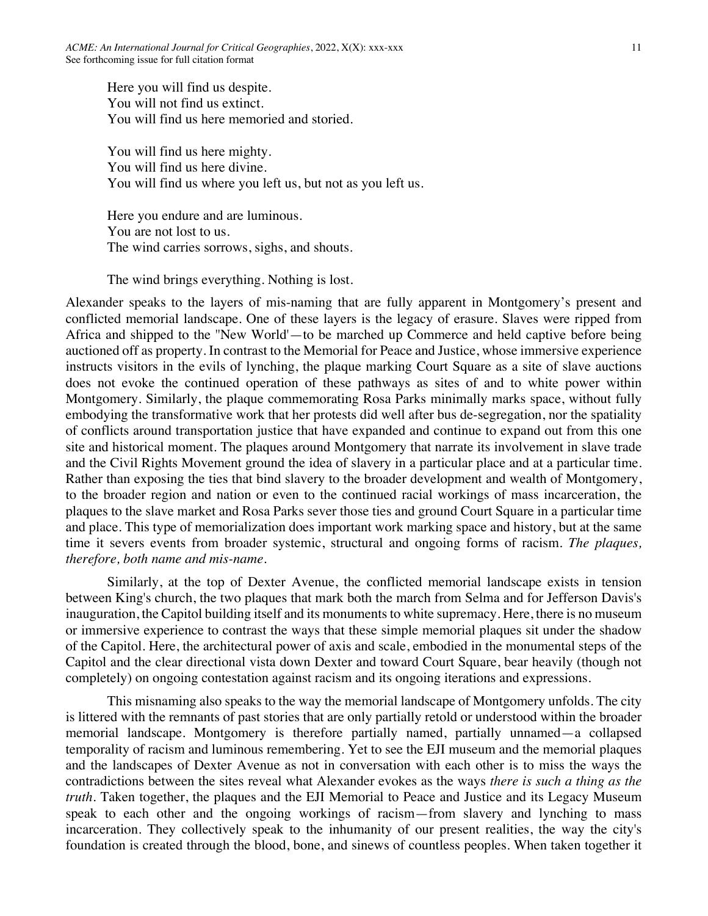Here you will find us despite.  
You will not find us extinct.  
You will find us here memoried and storied.

You will find us here mighty.  
You will find us here divine.  
You will find us where you left us, but not as you left us.

Here you endure and are luminous.  
You are not lost to us.  
The wind carries sorrows, sighs, and shouts.

The wind brings everything. Nothing is lost.

Alexander speaks to the layers of mis-naming that are fully apparent in Montgomery's present and conflicted memorial landscape. One of these layers is the legacy of erasure. Slaves were ripped from Africa and shipped to the "New World'—to be marched up Commerce and held captive before being auctioned off as property. In contrast to the Memorial for Peace and Justice, whose immersive experience instructs visitors in the evils of lynching, the plaque marking Court Square as a site of slave auctions does not evoke the continued operation of these pathways as sites of and to white power within Montgomery. Similarly, the plaque commemorating Rosa Parks minimally marks space, without fully embodying the transformative work that her protests did well after bus de-segregation, nor the spatiality of conflicts around transportation justice that have expanded and continue to expand out from this one site and historical moment. The plaques around Montgomery that narrate its involvement in slave trade and the Civil Rights Movement ground the idea of slavery in a particular place and at a particular time. Rather than exposing the ties that bind slavery to the broader development and wealth of Montgomery, to the broader region and nation or even to the continued racial workings of mass incarceration, the plaques to the slave market and Rosa Parks sever those ties and ground Court Square in a particular time and place. This type of memorialization does important work marking space and history, but at the same time it severs events from broader systemic, structural and ongoing forms of racism. *The plaques, therefore, both name and mis-name*.

Similarly, at the top of Dexter Avenue, the conflicted memorial landscape exists in tension between King's church, the two plaques that mark both the march from Selma and for Jefferson Davis's inauguration, the Capitol building itself and its monuments to white supremacy. Here, there is no museum or immersive experience to contrast the ways that these simple memorial plaques sit under the shadow of the Capitol. Here, the architectural power of axis and scale, embodied in the monumental steps of the Capitol and the clear directional vista down Dexter and toward Court Square, bear heavily (though not completely) on ongoing contestation against racism and its ongoing iterations and expressions.

This misnaming also speaks to the way the memorial landscape of Montgomery unfolds. The city is littered with the remnants of past stories that are only partially retold or understood within the broader memorial landscape. Montgomery is therefore partially named, partially unnamed—a collapsed temporality of racism and luminous remembering. Yet to see the EJI museum and the memorial plaques and the landscapes of Dexter Avenue as not in conversation with each other is to miss the ways the contradictions between the sites reveal what Alexander evokes as the ways *there is such a thing as the truth*. Taken together, the plaques and the EJI Memorial to Peace and Justice and its Legacy Museum speak to each other and the ongoing workings of racism—from slavery and lynching to mass incarceration. They collectively speak to the inhumanity of our present realities, the way the city's foundation is created through the blood, bone, and sinews of countless peoples. When taken together it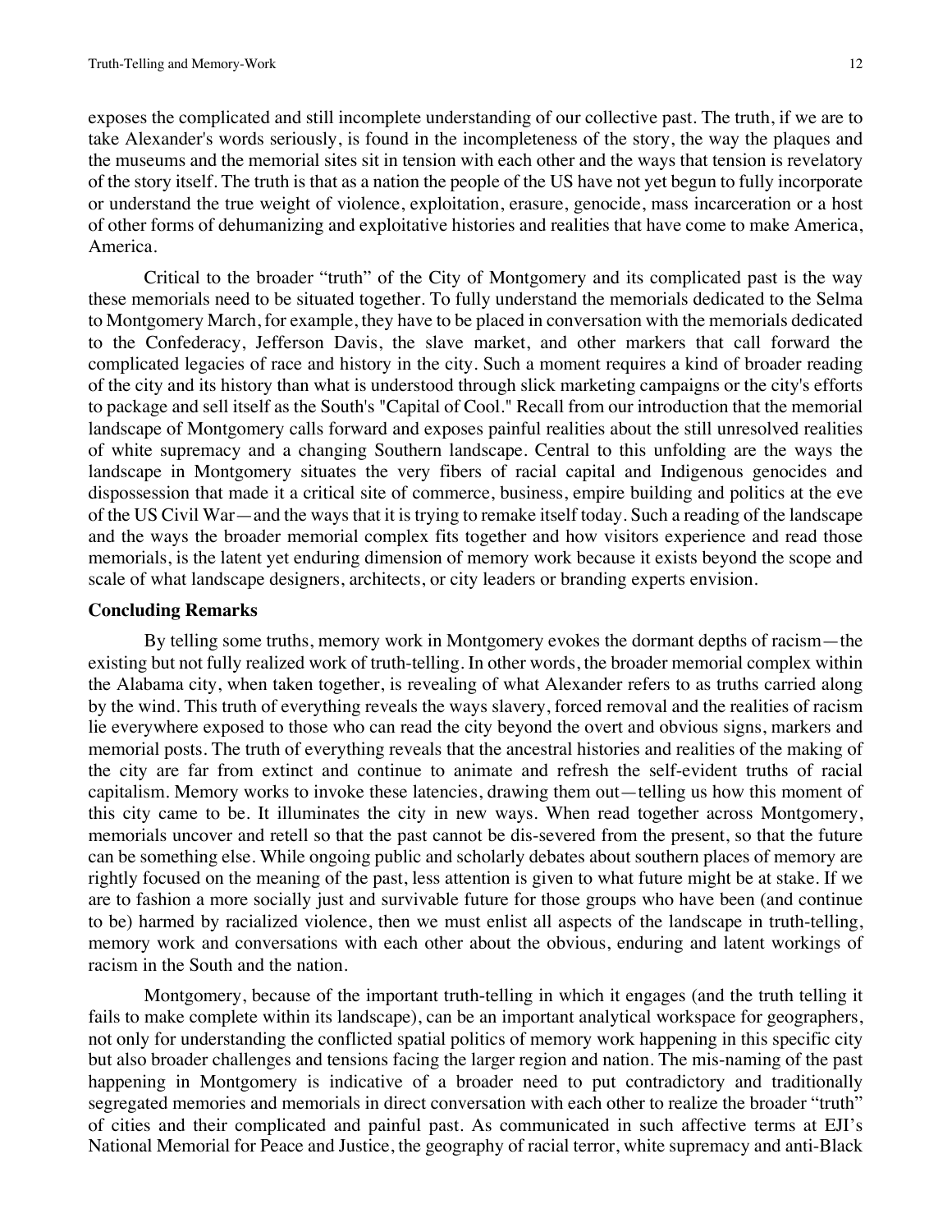exposes the complicated and still incomplete understanding of our collective past. The truth, if we are to take Alexander's words seriously, is found in the incompleteness of the story, the way the plaques and the museums and the memorial sites sit in tension with each other and the ways that tension is revelatory of the story itself. The truth is that as a nation the people of the US have not yet begun to fully incorporate or understand the true weight of violence, exploitation, erasure, genocide, mass incarceration or a host of other forms of dehumanizing and exploitative histories and realities that have come to make America, America.

Critical to the broader "truth" of the City of Montgomery and its complicated past is the way these memorials need to be situated together. To fully understand the memorials dedicated to the Selma to Montgomery March, for example, they have to be placed in conversation with the memorials dedicated to the Confederacy, Jefferson Davis, the slave market, and other markers that call forward the complicated legacies of race and history in the city. Such a moment requires a kind of broader reading of the city and its history than what is understood through slick marketing campaigns or the city's efforts to package and sell itself as the South's "Capital of Cool." Recall from our introduction that the memorial landscape of Montgomery calls forward and exposes painful realities about the still unresolved realities of white supremacy and a changing Southern landscape. Central to this unfolding are the ways the landscape in Montgomery situates the very fibers of racial capital and Indigenous genocides and dispossession that made it a critical site of commerce, business, empire building and politics at the eve of the US Civil War—and the ways that it is trying to remake itself today. Such a reading of the landscape and the ways the broader memorial complex fits together and how visitors experience and read those memorials, is the latent yet enduring dimension of memory work because it exists beyond the scope and scale of what landscape designers, architects, or city leaders or branding experts envision.

## Concluding Remarks

By telling some truths, memory work in Montgomery evokes the dormant depths of racism—the existing but not fully realized work of truth-telling. In other words, the broader memorial complex within the Alabama city, when taken together, is revealing of what Alexander refers to as truths carried along by the wind. This truth of everything reveals the ways slavery, forced removal and the realities of racism lie everywhere exposed to those who can read the city beyond the overt and obvious signs, markers and memorial posts. The truth of everything reveals that the ancestral histories and realities of the making of the city are far from extinct and continue to animate and refresh the self-evident truths of racial capitalism. Memory works to invoke these latencies, drawing them out—telling us how this moment of this city came to be. It illuminates the city in new ways. When read together across Montgomery, memorials uncover and retell so that the past cannot be dis-severed from the present, so that the future can be something else. While ongoing public and scholarly debates about southern places of memory are rightly focused on the meaning of the past, less attention is given to what future might be at stake. If we are to fashion a more socially just and survivable future for those groups who have been (and continue to be) harmed by racialized violence, then we must enlist all aspects of the landscape in truth-telling, memory work and conversations with each other about the obvious, enduring and latent workings of racism in the South and the nation.

Montgomery, because of the important truth-telling in which it engages (and the truth telling it fails to make complete within its landscape), can be an important analytical workspace for geographers, not only for understanding the conflicted spatial politics of memory work happening in this specific city but also broader challenges and tensions facing the larger region and nation. The mis-naming of the past happening in Montgomery is indicative of a broader need to put contradictory and traditionally segregated memories and memorials in direct conversation with each other to realize the broader "truth" of cities and their complicated and painful past. As communicated in such affective terms at EJI's National Memorial for Peace and Justice, the geography of racial terror, white supremacy and anti-Black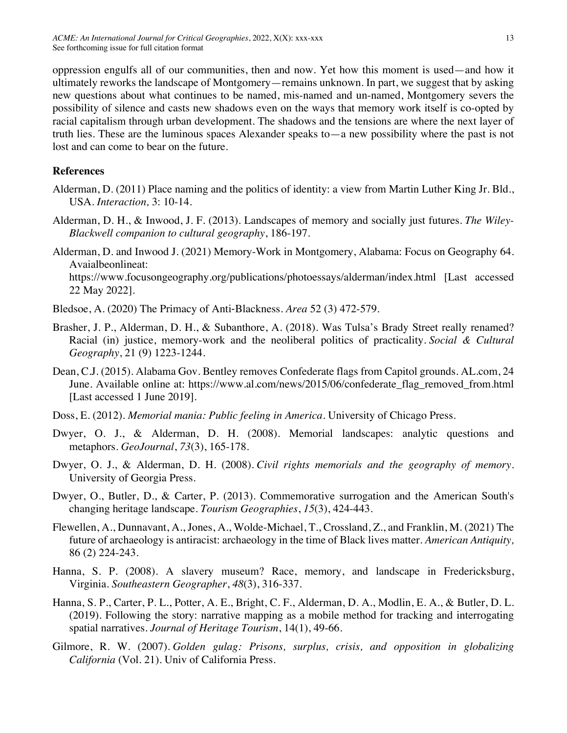oppression engulfs all of our communities, then and now. Yet how this moment is used—and how it ultimately reworks the landscape of Montgomery—remains unknown. In part, we suggest that by asking new questions about what continues to be named, mis-named and un-named, Montgomery severs the possibility of silence and casts new shadows even on the ways that memory work itself is co-opted by racial capitalism through urban development. The shadows and the tensions are where the next layer of truth lies. These are the luminous spaces Alexander speaks to—a new possibility where the past is not lost and can come to bear on the future.

## References

Alderman, D. (2011) Place naming and the politics of identity: a view from Martin Luther King Jr. Bld., USA. *Interaction,* 3: 10-14.

Alderman, D. H., & Inwood, J. F. (2013). Landscapes of memory and socially just futures. *The Wiley-Blackwell companion to cultural geography*, 186-197.

Alderman, D. and Inwood J. (2021) Memory-Work in Montgomery, Alabama: Focus on Geography 64. Avaialbeonlineat: https://www.focusongeography.org/publications/photoessays/alderman/index.html [Last accessed 22 May 2022].

Bledsoe, A. (2020) The Primacy of Anti-Blackness. *Area* 52 (3) 472-579.

Brasher, J. P., Alderman, D. H., & Subanthore, A. (2018). Was Tulsa's Brady Street really renamed? Racial (in) justice, memory-work and the neoliberal politics of practicality. *Social & Cultural Geography*, 21 (9) 1223-1244.

Dean, C.J. (2015). Alabama Gov. Bentley removes Confederate flags from Capitol grounds. AL.com, 24 June. Available online at: https://www.al.com/news/2015/06/confederate_flag_removed_from.html [Last accessed 1 June 2019].

Doss, E. (2012). *Memorial mania: Public feeling in America*. University of Chicago Press.

Dwyer, O. J., & Alderman, D. H. (2008). Memorial landscapes: analytic questions and metaphors. *GeoJournal*, *73*(3), 165-178.

Dwyer, O. J., & Alderman, D. H. (2008). *Civil rights memorials and the geography of memory*. University of Georgia Press.

Dwyer, O., Butler, D., & Carter, P. (2013). Commemorative surrogation and the American South's changing heritage landscape. *Tourism Geographies*, *15*(3), 424-443.

Flewellen, A., Dunnavant, A., Jones, A., Wolde-Michael, T., Crossland, Z., and Franklin, M. (2021) The future of archaeology is antiracist: archaeology in the time of Black lives matter. *American Antiquity,* 86 (2) 224-243.

Hanna, S. P. (2008). A slavery museum? Race, memory, and landscape in Fredericksburg, Virginia. *Southeastern Geographer*, *48*(3), 316-337.

Hanna, S. P., Carter, P. L., Potter, A. E., Bright, C. F., Alderman, D. A., Modlin, E. A., & Butler, D. L. (2019). Following the story: narrative mapping as a mobile method for tracking and interrogating spatial narratives. *Journal of Heritage Tourism*, 14(1), 49-66.

Gilmore, R. W. (2007). *Golden gulag: Prisons, surplus, crisis, and opposition in globalizing California* (Vol. 21). Univ of California Press.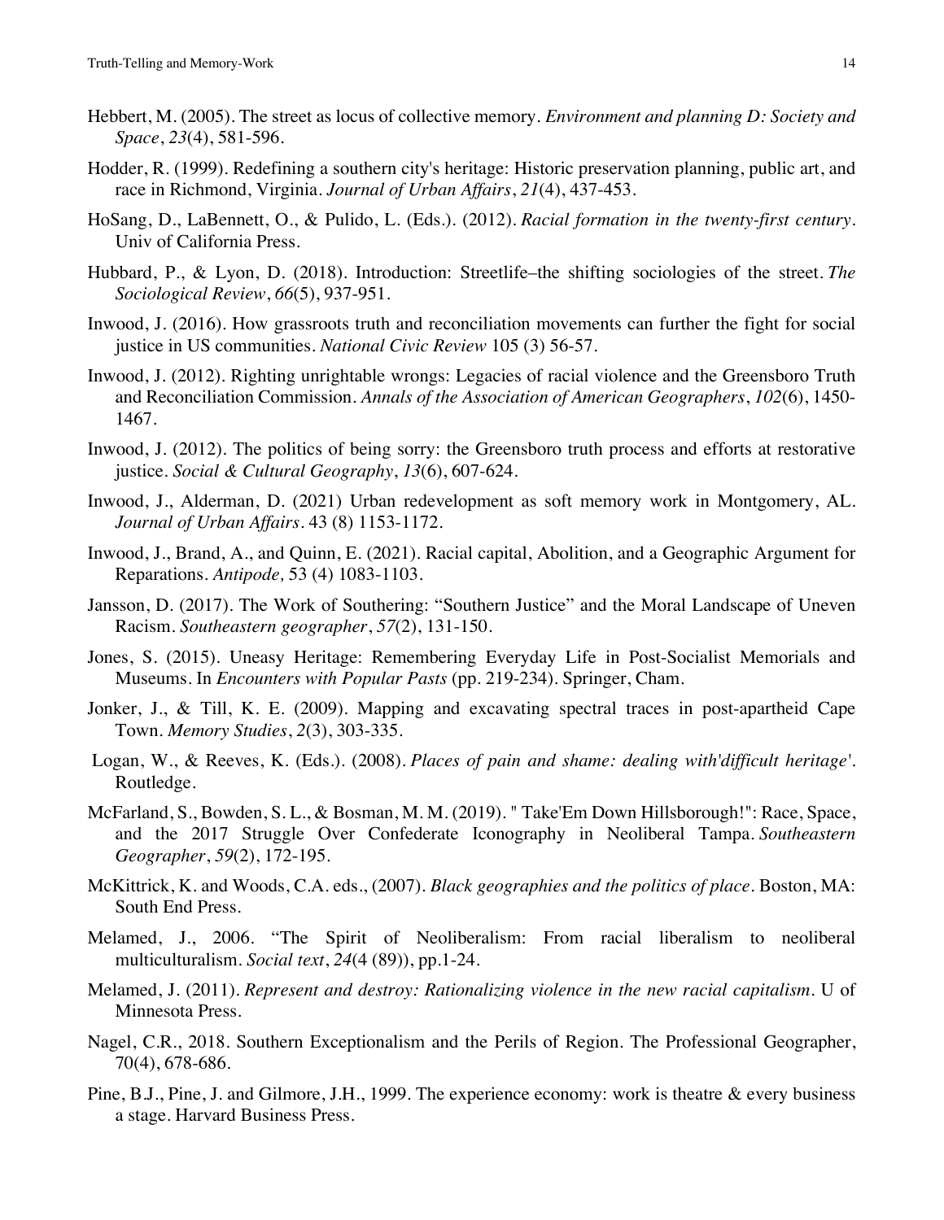Hebbert, M. (2005). The street as locus of collective memory. *Environment and planning D: Society and Space*, *23*(4), 581-596.

Hodder, R. (1999). Redefining a southern city's heritage: Historic preservation planning, public art, and race in Richmond, Virginia. *Journal of Urban Affairs*, *21*(4), 437-453.

HoSang, D., LaBennett, O., & Pulido, L. (Eds.). (2012). *Racial formation in the twenty-first century*. Univ of California Press.

Hubbard, P., & Lyon, D. (2018). Introduction: Streetlife–the shifting sociologies of the street. *The Sociological Review*, *66*(5), 937-951.

Inwood, J. (2016). How grassroots truth and reconciliation movements can further the fight for social justice in US communities. *National Civic Review* 105 (3) 56-57.

Inwood, J. (2012). Righting unrightable wrongs: Legacies of racial violence and the Greensboro Truth and Reconciliation Commission. *Annals of the Association of American Geographers*, *102*(6), 1450-1467.

Inwood, J. (2012). The politics of being sorry: the Greensboro truth process and efforts at restorative justice. *Social & Cultural Geography*, *13*(6), 607-624.

Inwood, J., Alderman, D. (2021) Urban redevelopment as soft memory work in Montgomery, AL. *Journal of Urban Affairs*. 43 (8) 1153-1172.

Inwood, J., Brand, A., and Quinn, E. (2021). Racial capital, Abolition, and a Geographic Argument for Reparations. *Antipode,* 53 (4) 1083-1103.

Jansson, D. (2017). The Work of Southering: "Southern Justice" and the Moral Landscape of Uneven Racism. *Southeastern geographer*, *57*(2), 131-150.

Jones, S. (2015). Uneasy Heritage: Remembering Everyday Life in Post-Socialist Memorials and Museums. In *Encounters with Popular Pasts* (pp. 219-234). Springer, Cham.

Jonker, J., & Till, K. E. (2009). Mapping and excavating spectral traces in post-apartheid Cape Town. *Memory Studies*, *2*(3), 303-335.

Logan, W., & Reeves, K. (Eds.). (2008). *Places of pain and shame: dealing with'difficult heritage'*. Routledge.

McFarland, S., Bowden, S. L., & Bosman, M. M. (2019). " Take'Em Down Hillsborough!": Race, Space, and the 2017 Struggle Over Confederate Iconography in Neoliberal Tampa. *Southeastern Geographer*, *59*(2), 172-195.

McKittrick, K. and Woods, C.A. eds., (2007). *Black geographies and the politics of place*. Boston, MA: South End Press.

Melamed, J., 2006. "The Spirit of Neoliberalism: From racial liberalism to neoliberal multiculturalism. *Social text*, *24*(4 (89)), pp.1-24.

Melamed, J. (2011). *Represent and destroy: Rationalizing violence in the new racial capitalism*. U of Minnesota Press.

Nagel, C.R., 2018. Southern Exceptionalism and the Perils of Region. The Professional Geographer, 70(4), 678-686.

Pine, B.J., Pine, J. and Gilmore, J.H., 1999. The experience economy: work is theatre & every business a stage. Harvard Business Press.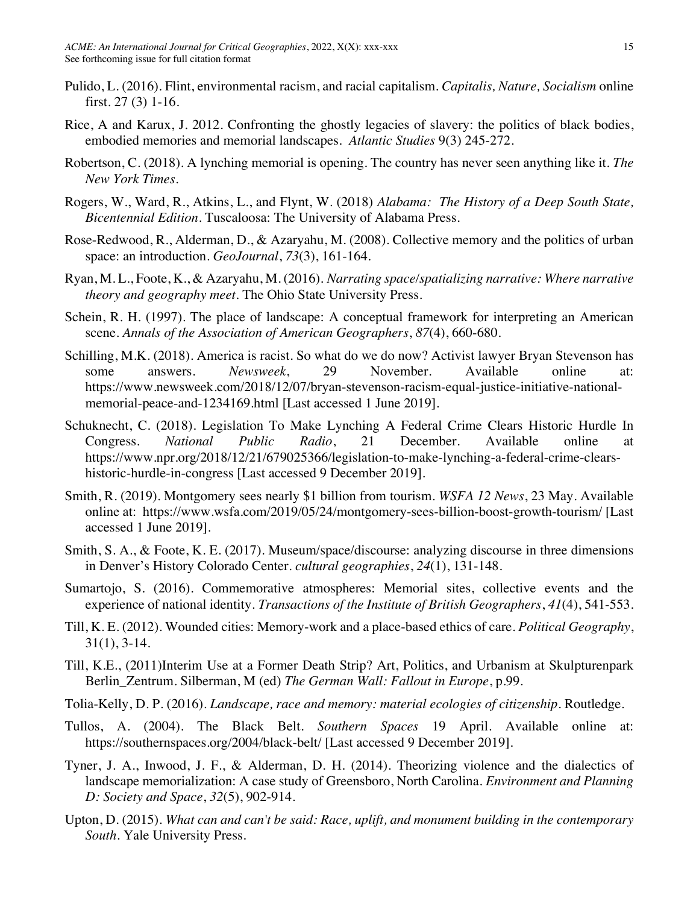Pulido, L. (2016). Flint, environmental racism, and racial capitalism. *Capitalis, Nature, Socialism* online first. 27 (3) 1-16.

Rice, A and Karux, J. 2012. Confronting the ghostly legacies of slavery: the politics of black bodies, embodied memories and memorial landscapes. *Atlantic Studies* 9(3) 245-272.

Robertson, C. (2018). A lynching memorial is opening. The country has never seen anything like it. *The New York Times*.

Rogers, W., Ward, R., Atkins, L., and Flynt, W. (2018) *Alabama: The History of a Deep South State, Bicentennial Edition*. Tuscaloosa: The University of Alabama Press.

Rose-Redwood, R., Alderman, D., & Azaryahu, M. (2008). Collective memory and the politics of urban space: an introduction. *GeoJournal*, *73*(3), 161-164.

Ryan, M. L., Foote, K., & Azaryahu, M. (2016). *Narrating space/spatializing narrative: Where narrative theory and geography meet*. The Ohio State University Press.

Schein, R. H. (1997). The place of landscape: A conceptual framework for interpreting an American scene. *Annals of the Association of American Geographers*, *87*(4), 660-680.

Schilling, M.K. (2018). America is racist. So what do we do now? Activist lawyer Bryan Stevenson has some answers. *Newsweek*, 29 November. Available online at: https://www.newsweek.com/2018/12/07/bryan-stevenson-racism-equal-justice-initiative-national-memorial-peace-and-1234169.html [Last accessed 1 June 2019].

Schuknecht, C. (2018). Legislation To Make Lynching A Federal Crime Clears Historic Hurdle In Congress. *National Public Radio*, 21 December. Available online at https://www.npr.org/2018/12/21/679025366/legislation-to-make-lynching-a-federal-crime-clears-historic-hurdle-in-congress [Last accessed 9 December 2019].

Smith, R. (2019). Montgomery sees nearly $1 billion from tourism. *WSFA 12 News*, 23 May. Available online at: https://www.wsfa.com/2019/05/24/montgomery-sees-billion-boost-growth-tourism/ [Last accessed 1 June 2019].

Smith, S. A., & Foote, K. E. (2017). Museum/space/discourse: analyzing discourse in three dimensions in Denver's History Colorado Center. *cultural geographies*, *24*(1), 131-148.

Sumartojo, S. (2016). Commemorative atmospheres: Memorial sites, collective events and the experience of national identity. *Transactions of the Institute of British Geographers*, *41*(4), 541-553.

Till, K. E. (2012). Wounded cities: Memory-work and a place-based ethics of care. *Political Geography*, 31(1), 3-14.

Till, K.E., (2011)Interim Use at a Former Death Strip? Art, Politics, and Urbanism at Skulpturenpark Berlin_Zentrum. Silberman, M (ed) *The German Wall: Fallout in Europe*, p.99.

Tolia-Kelly, D. P. (2016). *Landscape, race and memory: material ecologies of citizenship*. Routledge.

Tullos, A. (2004). The Black Belt. *Southern Spaces* 19 April. Available online at: https://southernspaces.org/2004/black-belt/ [Last accessed 9 December 2019].

Tyner, J. A., Inwood, J. F., & Alderman, D. H. (2014). Theorizing violence and the dialectics of landscape memorialization: A case study of Greensboro, North Carolina. *Environment and Planning D: Society and Space*, *32*(5), 902-914.

Upton, D. (2015). *What can and can't be said: Race, uplift, and monument building in the contemporary South*. Yale University Press.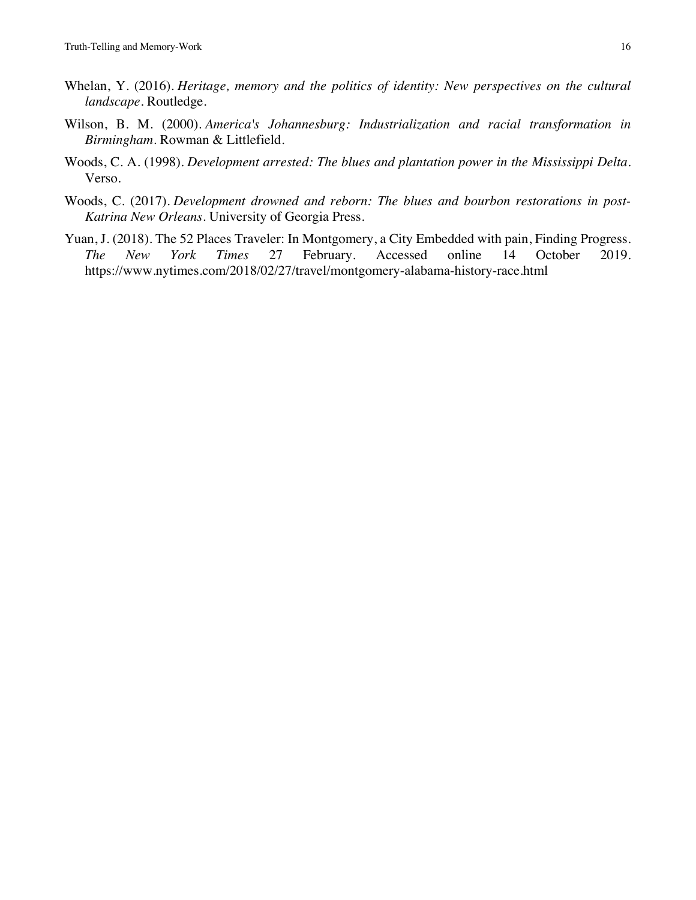Whelan, Y. (2016). *Heritage, memory and the politics of identity: New perspectives on the cultural landscape*. Routledge.

Wilson, B. M. (2000). *America's Johannesburg: Industrialization and racial transformation in Birmingham*. Rowman & Littlefield.

Woods, C. A. (1998). *Development arrested: The blues and plantation power in the Mississippi Delta*. Verso.

Woods, C. (2017). *Development drowned and reborn: The blues and bourbon restorations in post-Katrina New Orleans*. University of Georgia Press.

Yuan, J. (2018). The 52 Places Traveler: In Montgomery, a City Embedded with pain, Finding Progress. *The New York Times* 27 February. Accessed online 14 October 2019. https://www.nytimes.com/2018/02/27/travel/montgomery-alabama-history-race.html